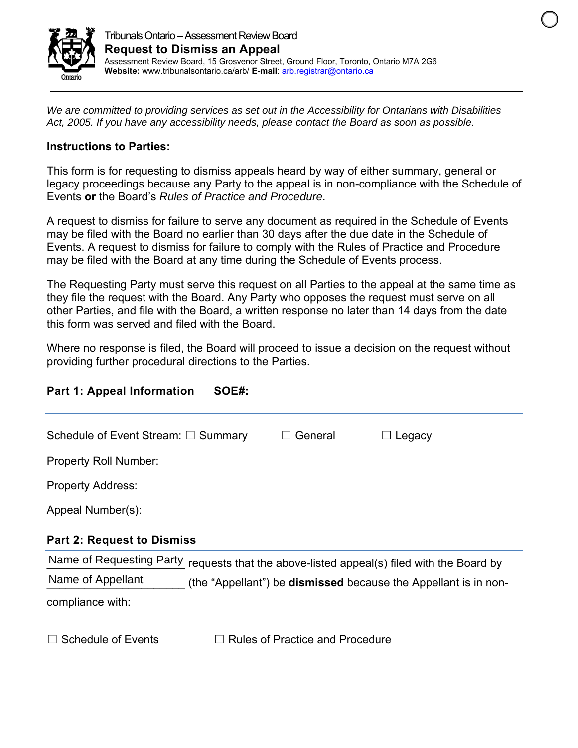Tribunals Ontario – Assessment Review Board

# Request to Dismiss an Appeal

Assessment Review Board, 15 Grosvenor Street, Ground Floor, Toronto, Ontario M7A 2G6
**Website:** www.tribunalsontario.ca/arb/ **E-mail**: arb.registrar@ontario.ca

*We are committed to providing services as set out in the Accessibility for Ontarians with Disabilities Act, 2005. If you have any accessibility needs, please contact the Board as soon as possible.*

**Instructions to Parties:**

This form is for requesting to dismiss appeals heard by way of either summary, general or legacy proceedings because any Party to the appeal is in non-compliance with the Schedule of Events **or** the Board's *Rules of Practice and Procedure*.

A request to dismiss for failure to serve any document as required in the Schedule of Events may be filed with the Board no earlier than 30 days after the due date in the Schedule of Events. A request to dismiss for failure to comply with the Rules of Practice and Procedure may be filed with the Board at any time during the Schedule of Events process.

The Requesting Party must serve this request on all Parties to the appeal at the same time as they file the request with the Board. Any Party who opposes the request must serve on all other Parties, and file with the Board, a written response no later than 14 days from the date this form was served and filed with the Board.

Where no response is filed, the Board will proceed to issue a decision on the request without providing further procedural directions to the Parties.

## Part 1: Appeal Information SOE#:

Schedule of Event Stream: ☐ Summary ☐ General ☐ Legacy

Property Roll Number:

Property Address:

Appeal Number(s):

## Part 2: Request to Dismiss

Name of Requesting Party requests that the above-listed appeal(s) filed with the Board by Name of Appellant (the "Appellant") be **dismissed** because the Appellant is in non-compliance with:

☐ Schedule of Events ☐ Rules of Practice and Procedure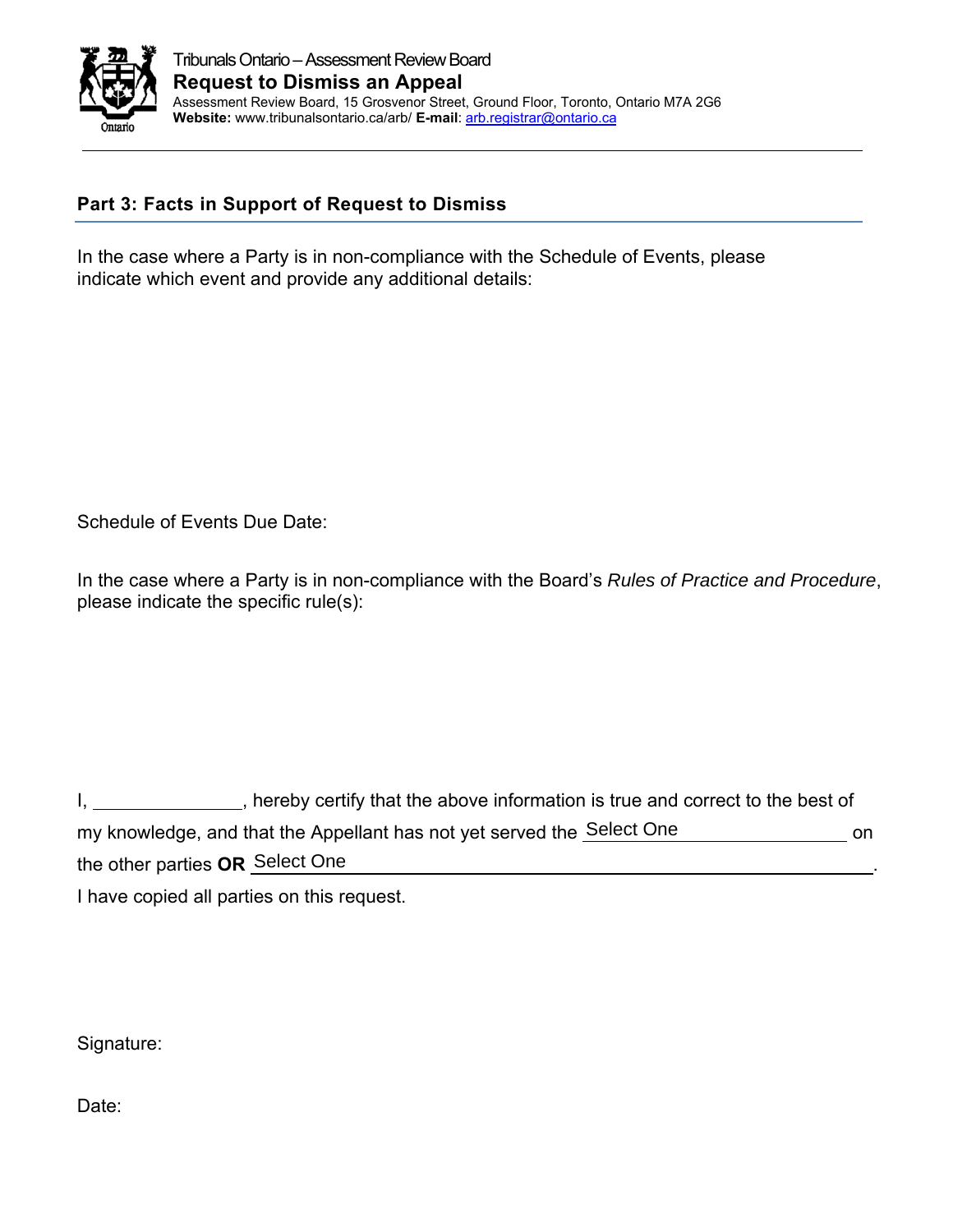Tribunals Ontario – Assessment Review Board

# Request to Dismiss an Appeal

Assessment Review Board, 15 Grosvenor Street, Ground Floor, Toronto, Ontario M7A 2G6
**Website:** www.tribunalsontario.ca/arb/ **E-mail**: arb.registrar@ontario.ca

## Part 3: Facts in Support of Request to Dismiss

In the case where a Party is in non-compliance with the Schedule of Events, please indicate which event and provide any additional details:

Schedule of Events Due Date:

In the case where a Party is in non-compliance with the Board's *Rules of Practice and Procedure*, please indicate the specific rule(s):

I, ______________, hereby certify that the above information is true and correct to the best of my knowledge, and that the Appellant has not yet served the Select One ______________ on the other parties **OR** Select One ______________.

I have copied all parties on this request.

Signature:

Date: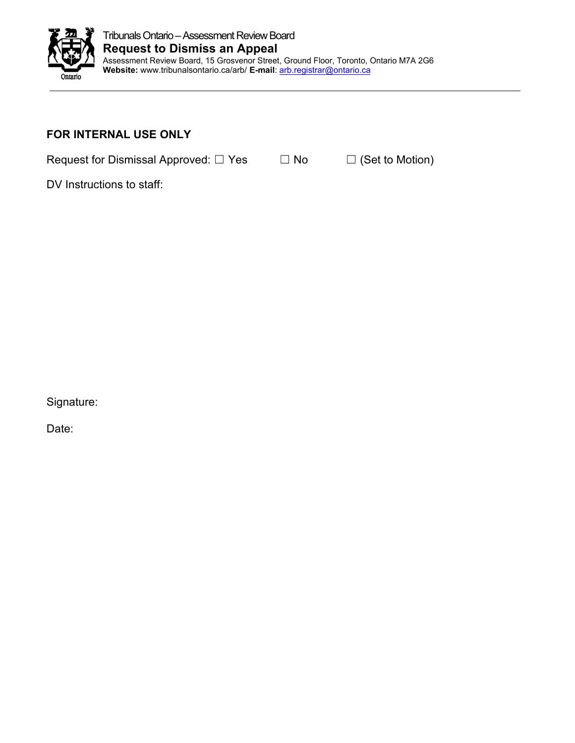Tribunals Ontario – Assessment Review Board

**Request to Dismiss an Appeal**

Assessment Review Board, 15 Grosvenor Street, Ground Floor, Toronto, Ontario M7A 2G6
**Website:** www.tribunalsontario.ca/arb/ **E-mail**: arb.registrar@ontario.ca

---

## FOR INTERNAL USE ONLY

Request for Dismissal Approved: ☐ Yes ☐ No ☐ (Set to Motion)

DV Instructions to staff:

Signature:

Date: